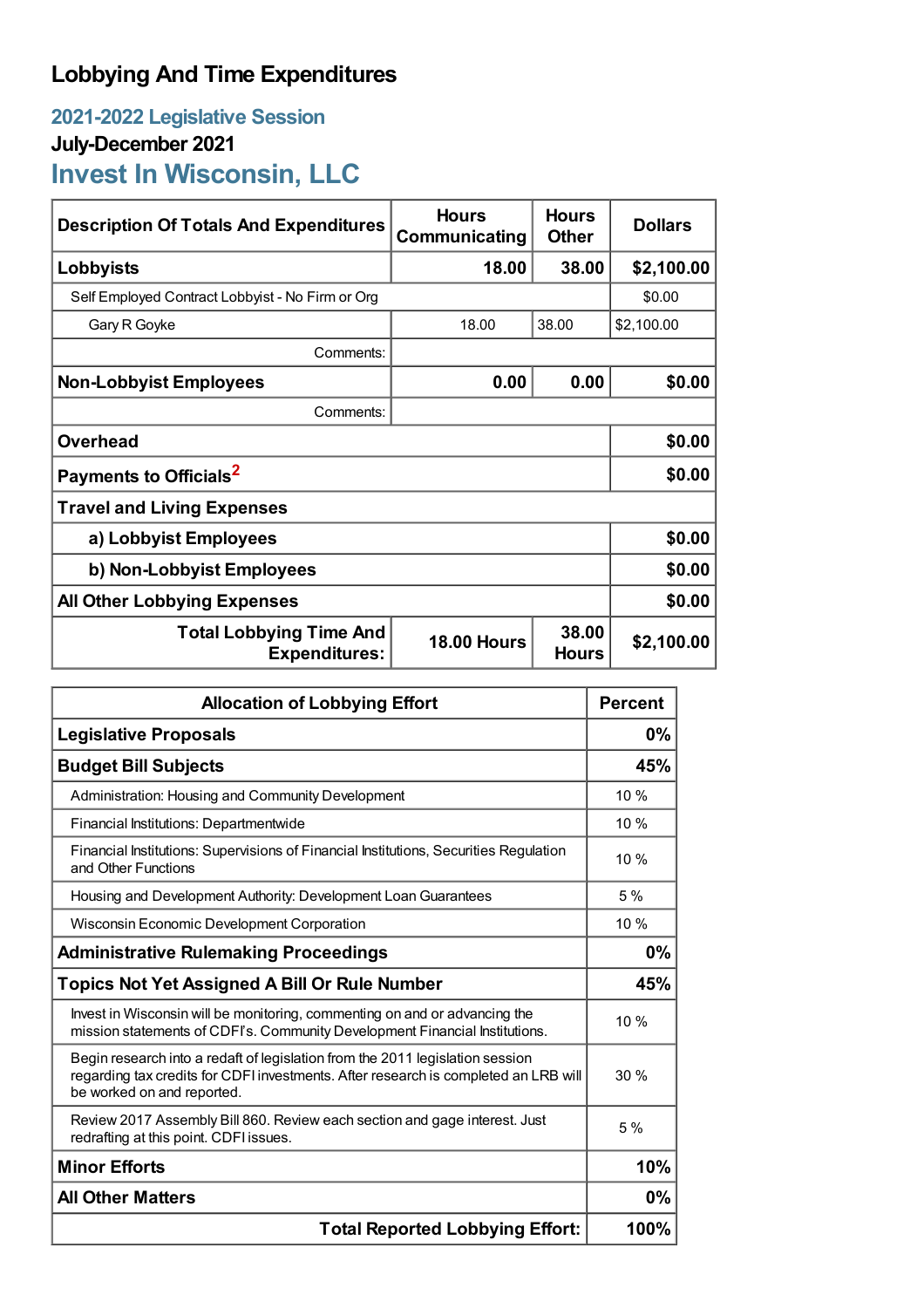# Lobbying And Time Expenditures

## 2021-2022 Legislative Session

### July-December 2021

## Invest In Wisconsin, LLC

| Description Of Totals And Expenditures | Hours Communicating | Hours Other | Dollars |
|---|---|---|---|
| **Lobbyists** | **18.00** | **38.00** | **$2,100.00** |
| Self Employed Contract Lobbyist - No Firm or Org | | | $0.00 |
| Gary R Goyke | 18.00 | 38.00 | $2,100.00 |
| Comments: | | | |
| **Non-Lobbyist Employees** | **0.00** | **0.00** | **$0.00** |
| Comments: | | | |
| **Overhead** | | | **$0.00** |
| **Payments to Officials**[2] | | | **$0.00** |
| **Travel and Living Expenses** | | | |
| **a) Lobbyist Employees** | | | **$0.00** |
| **b) Non-Lobbyist Employees** | | | **$0.00** |
| **All Other Lobbying Expenses** | | | **$0.00** |
| **Total Lobbying Time And Expenditures:** | **18.00 Hours** | **38.00 Hours** | **$2,100.00** |

| Allocation of Lobbying Effort | Percent |
|---|---|
| **Legislative Proposals** | **0%** |
| **Budget Bill Subjects** | **45%** |
| Administration: Housing and Community Development | 10 % |
| Financial Institutions: Departmentwide | 10 % |
| Financial Institutions: Supervisions of Financial Institutions, Securities Regulation and Other Functions | 10 % |
| Housing and Development Authority: Development Loan Guarantees | 5 % |
| Wisconsin Economic Development Corporation | 10 % |
| **Administrative Rulemaking Proceedings** | **0%** |
| **Topics Not Yet Assigned A Bill Or Rule Number** | **45%** |
| Invest in Wisconsin will be monitoring, commenting on and or advancing the mission statements of CDFI's. Community Development Financial Institutions. | 10 % |
| Begin research into a redaft of legislation from the 2011 legislation session regarding tax credits for CDFI investments. After research is completed an LRB will be worked on and reported. | 30 % |
| Review 2017 Assembly Bill 860. Review each section and gage interest. Just redrafting at this point. CDFI issues. | 5 % |
| **Minor Efforts** | **10%** |
| **All Other Matters** | **0%** |
| **Total Reported Lobbying Effort:** | **100%** |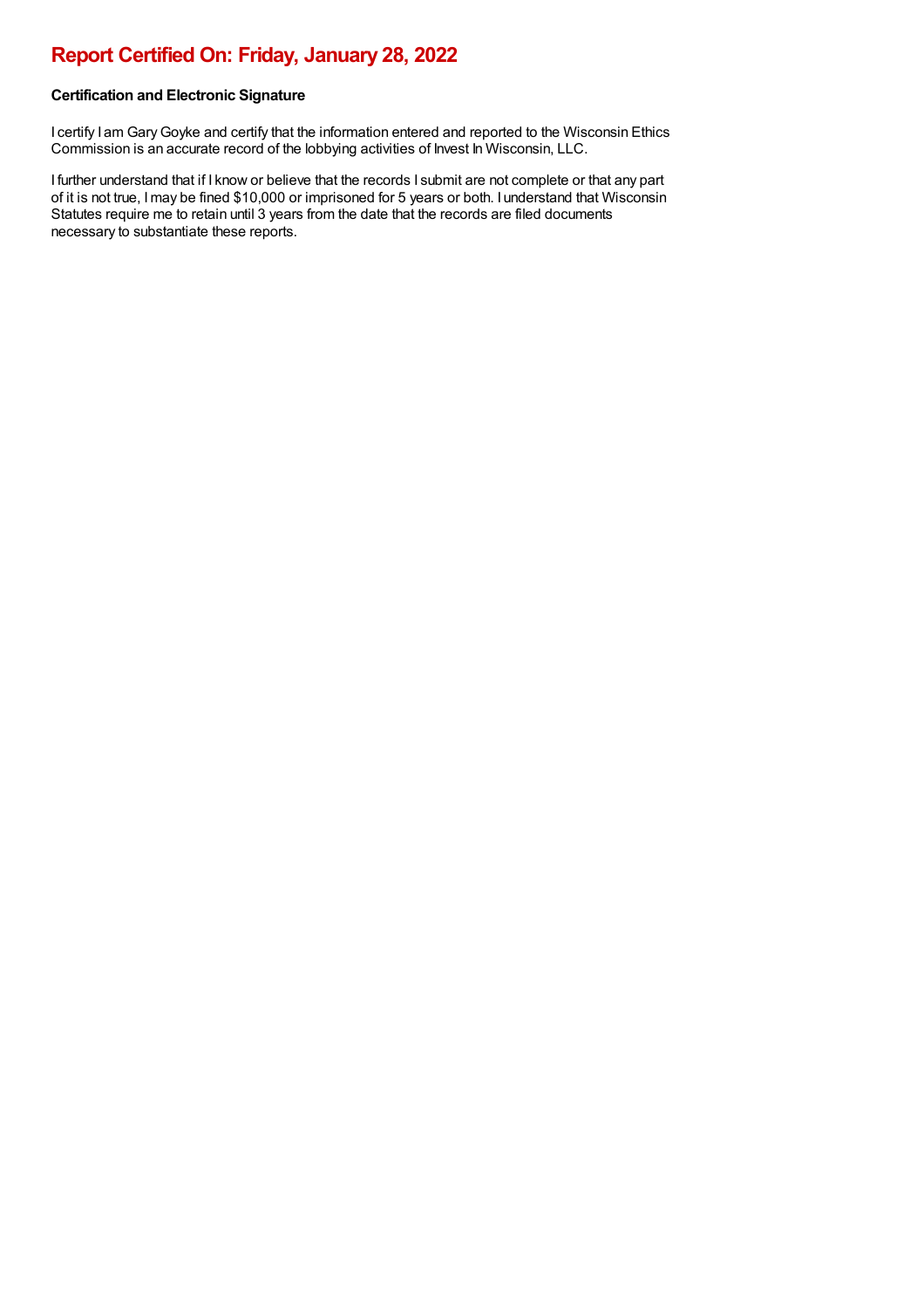# Report Certified On: Friday, January 28, 2022

**Certification and Electronic Signature**

I certify I am Gary Goyke and certify that the information entered and reported to the Wisconsin Ethics Commission is an accurate record of the lobbying activities of Invest In Wisconsin, LLC.

I further understand that if I know or believe that the records I submit are not complete or that any part of it is not true, I may be fined $10,000 or imprisoned for 5 years or both. I understand that Wisconsin Statutes require me to retain until 3 years from the date that the records are filed documents necessary to substantiate these reports.